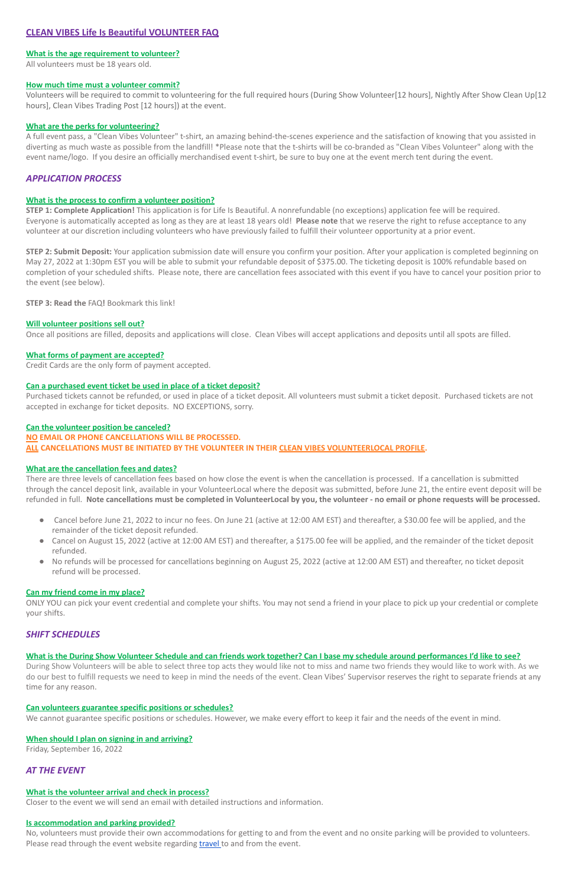# CLEAN VIBES Life Is Beautiful VOLUNTEER FAQ

### What is the age requirement to volunteer?

All volunteers must be 18 years old.

### How much time must a volunteer commit?

Volunteers will be required to commit to volunteering for the full required hours (During Show Volunteer[12 hours], Nightly After Show Clean Up[12 hours], Clean Vibes Trading Post [12 hours]) at the event.

### What are the perks for volunteering?

A full event pass, a "Clean Vibes Volunteer" t-shirt, an amazing behind-the-scenes experience and the satisfaction of knowing that you assisted in diverting as much waste as possible from the landfill! *Please note that the t-shirts will be co-branded as "Clean Vibes Volunteer" along with the event name/logo. If you desire an officially merchandised event t-shirt, be sure to buy one at the event merch tent during the event.

## *APPLICATION PROCESS*

### What is the process to confirm a volunteer position?

**STEP 1: Complete Application!** This application is for Life Is Beautiful. A nonrefundable (no exceptions) application fee will be required. Everyone is automatically accepted as long as they are at least 18 years old! **Please note** that we reserve the right to refuse acceptance to any volunteer at our discretion including volunteers who have previously failed to fulfill their volunteer opportunity at a prior event.

**STEP 2: Submit Deposit:** Your application submission date will ensure you confirm your position. After your application is completed beginning on May 27, 2022 at 1:30pm EST you will be able to submit your refundable deposit of $375.00. The ticketing deposit is 100% refundable based on completion of your scheduled shifts. Please note, there are cancellation fees associated with this event if you have to cancel your position prior to the event (see below).

**STEP 3: Read the** FAQ**!** Bookmark this link!

### Will volunteer positions sell out?

Once all positions are filled, deposits and applications will close. Clean Vibes will accept applications and deposits until all spots are filled.

### What forms of payment are accepted?

Credit Cards are the only form of payment accepted.

### Can a purchased event ticket be used in place of a ticket deposit?

Purchased tickets cannot be refunded, or used in place of a ticket deposit. All volunteers must submit a ticket deposit. Purchased tickets are not accepted in exchange for ticket deposits. NO EXCEPTIONS, sorry.

### Can the volunteer position be canceled?

**NO EMAIL OR PHONE CANCELLATIONS WILL BE PROCESSED.**
**ALL CANCELLATIONS MUST BE INITIATED BY THE VOLUNTEER IN THEIR CLEAN VIBES VOLUNTEERLOCAL PROFILE.**

### What are the cancellation fees and dates?

There are three levels of cancellation fees based on how close the event is when the cancellation is processed. If a cancellation is submitted through the cancel deposit link, available in your VolunteerLocal where the deposit was submitted, before June 21, the entire event deposit will be refunded in full. **Note cancellations must be completed in VolunteerLocal by you, the volunteer - no email or phone requests will be processed.**

- Cancel before June 21, 2022 to incur no fees. On June 21 (active at 12:00 AM EST) and thereafter, a $30.00 fee will be applied, and the remainder of the ticket deposit refunded.
- Cancel on August 15, 2022 (active at 12:00 AM EST) and thereafter, a $175.00 fee will be applied, and the remainder of the ticket deposit refunded.
- No refunds will be processed for cancellations beginning on August 25, 2022 (active at 12:00 AM EST) and thereafter, no ticket deposit refund will be processed.

### Can my friend come in my place?

ONLY YOU can pick your event credential and complete your shifts. You may not send a friend in your place to pick up your credential or complete your shifts.

## *SHIFT SCHEDULES*

### What is the During Show Volunteer Schedule and can friends work together? Can I base my schedule around performances I'd like to see?

During Show Volunteers will be able to select three top acts they would like not to miss and name two friends they would like to work with. As we do our best to fulfill requests we need to keep in mind the needs of the event. Clean Vibes' Supervisor reserves the right to separate friends at any time for any reason.

### Can volunteers guarantee specific positions or schedules?

We cannot guarantee specific positions or schedules. However, we make every effort to keep it fair and the needs of the event in mind.

### When should I plan on signing in and arriving?

Friday, September 16, 2022

## *AT THE EVENT*

### What is the volunteer arrival and check in process?

Closer to the event we will send an email with detailed instructions and information.

### Is accommodation and parking provided?

No, volunteers must provide their own accommodations for getting to and from the event and no onsite parking will be provided to volunteers. Please read through the event website regarding travel to and from the event.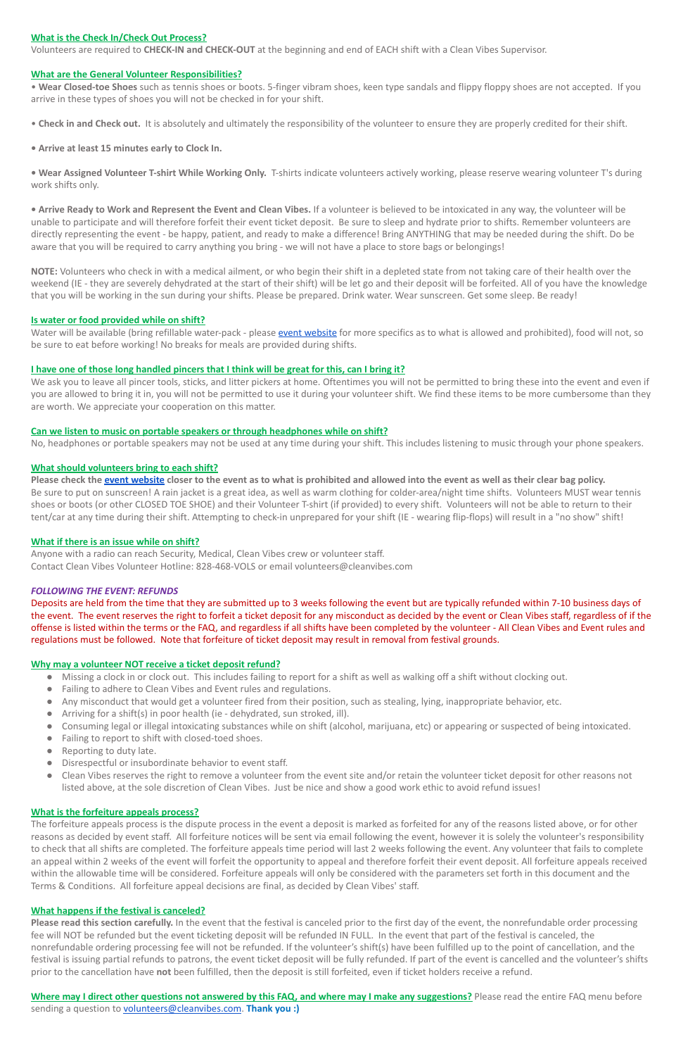### What is the Check In/Check Out Process?

Volunteers are required to **CHECK-IN and CHECK-OUT** at the beginning and end of EACH shift with a Clean Vibes Supervisor.

### What are the General Volunteer Responsibilities?

• **Wear Closed-toe Shoes** such as tennis shoes or boots. 5-finger vibram shoes, keen type sandals and flippy floppy shoes are not accepted. If you arrive in these types of shoes you will not be checked in for your shift.

• **Check in and Check out.** It is absolutely and ultimately the responsibility of the volunteer to ensure they are properly credited for their shift.

**• Arrive at least 15 minutes early to Clock In.**

**• Wear Assigned Volunteer T-shirt While Working Only.** T-shirts indicate volunteers actively working, please reserve wearing volunteer T's during work shifts only.

**• Arrive Ready to Work and Represent the Event and Clean Vibes.** If a volunteer is believed to be intoxicated in any way, the volunteer will be unable to participate and will therefore forfeit their event ticket deposit. Be sure to sleep and hydrate prior to shifts. Remember volunteers are directly representing the event - be happy, patient, and ready to make a difference! Bring ANYTHING that may be needed during the shift. Do be aware that you will be required to carry anything you bring - we will not have a place to store bags or belongings!

**NOTE:** Volunteers who check in with a medical ailment, or who begin their shift in a depleted state from not taking care of their health over the weekend (IE - they are severely dehydrated at the start of their shift) will be let go and their deposit will be forfeited. All of you have the knowledge that you will be working in the sun during your shifts. Please be prepared. Drink water. Wear sunscreen. Get some sleep. Be ready!

### Is water or food provided while on shift?

Water will be available (bring refillable water-pack - please event website for more specifics as to what is allowed and prohibited), food will not, so be sure to eat before working! No breaks for meals are provided during shifts.

### I have one of those long handled pincers that I think will be great for this, can I bring it?

We ask you to leave all pincer tools, sticks, and litter pickers at home. Oftentimes you will not be permitted to bring these into the event and even if you are allowed to bring it in, you will not be permitted to use it during your volunteer shift. We find these items to be more cumbersome than they are worth. We appreciate your cooperation on this matter.

### Can we listen to music on portable speakers or through headphones while on shift?

No, headphones or portable speakers may not be used at any time during your shift. This includes listening to music through your phone speakers.

### What should volunteers bring to each shift?

**Please check the event website closer to the event as to what is prohibited and allowed into the event as well as their clear bag policy.** Be sure to put on sunscreen! A rain jacket is a great idea, as well as warm clothing for colder-area/night time shifts. Volunteers MUST wear tennis shoes or boots (or other CLOSED TOE SHOE) and their Volunteer T-shirt (if provided) to every shift. Volunteers will not be able to return to their tent/car at any time during their shift. Attempting to check-in unprepared for your shift (IE - wearing flip-flops) will result in a "no show" shift!

### What if there is an issue while on shift?

Anyone with a radio can reach Security, Medical, Clean Vibes crew or volunteer staff.
Contact Clean Vibes Volunteer Hotline: 828-468-VOLS or email volunteers@cleanvibes.com

### *FOLLOWING THE EVENT: REFUNDS*

Deposits are held from the time that they are submitted up to 3 weeks following the event but are typically refunded within 7-10 business days of the event. The event reserves the right to forfeit a ticket deposit for any misconduct as decided by the event or Clean Vibes staff, regardless of if the offense is listed within the terms or the FAQ, and regardless if all shifts have been completed by the volunteer - All Clean Vibes and Event rules and regulations must be followed. Note that forfeiture of ticket deposit may result in removal from festival grounds.

### Why may a volunteer NOT receive a ticket deposit refund?

- Missing a clock in or clock out. This includes failing to report for a shift as well as walking off a shift without clocking out.
- Failing to adhere to Clean Vibes and Event rules and regulations.
- Any misconduct that would get a volunteer fired from their position, such as stealing, lying, inappropriate behavior, etc.
- Arriving for a shift(s) in poor health (ie - dehydrated, sun stroked, ill).
- Consuming legal or illegal intoxicating substances while on shift (alcohol, marijuana, etc) or appearing or suspected of being intoxicated.
- Failing to report to shift with closed-toed shoes.
- Reporting to duty late.
- Disrespectful or insubordinate behavior to event staff.
- Clean Vibes reserves the right to remove a volunteer from the event site and/or retain the volunteer ticket deposit for other reasons not listed above, at the sole discretion of Clean Vibes. Just be nice and show a good work ethic to avoid refund issues!

### What is the forfeiture appeals process?

The forfeiture appeals process is the dispute process in the event a deposit is marked as forfeited for any of the reasons listed above, or for other reasons as decided by event staff. All forfeiture notices will be sent via email following the event, however it is solely the volunteer's responsibility to check that all shifts are completed. The forfeiture appeals time period will last 2 weeks following the event. Any volunteer that fails to complete an appeal within 2 weeks of the event will forfeit the opportunity to appeal and therefore forfeit their event deposit. All forfeiture appeals received within the allowable time will be considered. Forfeiture appeals will only be considered with the parameters set forth in this document and the Terms & Conditions. All forfeiture appeal decisions are final, as decided by Clean Vibes' staff.

### What happens if the festival is canceled?

**Please read this section carefully.** In the event that the festival is canceled prior to the first day of the event, the nonrefundable order processing fee will NOT be refunded but the event ticketing deposit will be refunded IN FULL. In the event that part of the festival is canceled, the nonrefundable ordering processing fee will not be refunded. If the volunteer's shift(s) have been fulfilled up to the point of cancellation, and the festival is issuing partial refunds to patrons, the event ticket deposit will be fully refunded. If part of the event is cancelled and the volunteer's shifts prior to the cancellation have **not** been fulfilled, then the deposit is still forfeited, even if ticket holders receive a refund.

**Where may I direct other questions not answered by this FAQ, and where may I make any suggestions?** Please read the entire FAQ menu before sending a question to volunteers@cleanvibes.com. **Thank you :)**